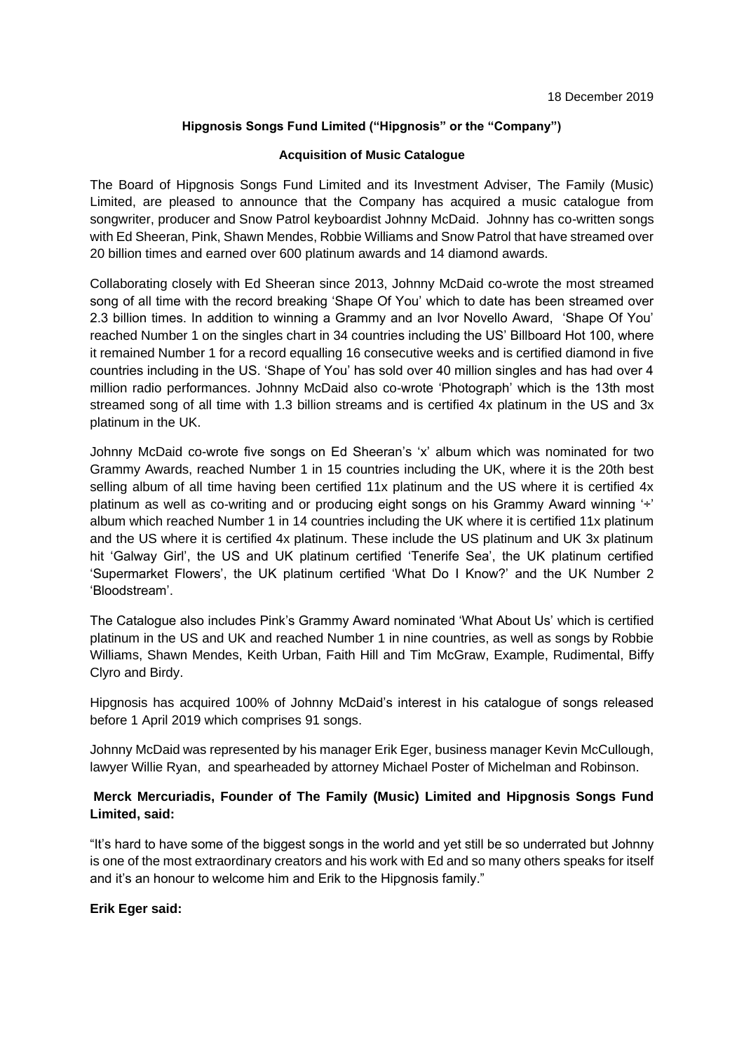18 December 2019

**Hipgnosis Songs Fund Limited ("Hipgnosis" or the "Company")**

**Acquisition of Music Catalogue**

The Board of Hipgnosis Songs Fund Limited and its Investment Adviser, The Family (Music) Limited, are pleased to announce that the Company has acquired a music catalogue from songwriter, producer and Snow Patrol keyboardist Johnny McDaid. Johnny has co-written songs with Ed Sheeran, Pink, Shawn Mendes, Robbie Williams and Snow Patrol that have streamed over 20 billion times and earned over 600 platinum awards and 14 diamond awards.

Collaborating closely with Ed Sheeran since 2013, Johnny McDaid co-wrote the most streamed song of all time with the record breaking 'Shape Of You' which to date has been streamed over 2.3 billion times. In addition to winning a Grammy and an Ivor Novello Award, 'Shape Of You' reached Number 1 on the singles chart in 34 countries including the US' Billboard Hot 100, where it remained Number 1 for a record equalling 16 consecutive weeks and is certified diamond in five countries including in the US. 'Shape of You' has sold over 40 million singles and has had over 4 million radio performances. Johnny McDaid also co-wrote 'Photograph' which is the 13th most streamed song of all time with 1.3 billion streams and is certified 4x platinum in the US and 3x platinum in the UK.

Johnny McDaid co-wrote five songs on Ed Sheeran's 'x' album which was nominated for two Grammy Awards, reached Number 1 in 15 countries including the UK, where it is the 20th best selling album of all time having been certified 11x platinum and the US where it is certified 4x platinum as well as co-writing and or producing eight songs on his Grammy Award winning '÷' album which reached Number 1 in 14 countries including the UK where it is certified 11x platinum and the US where it is certified 4x platinum. These include the US platinum and UK 3x platinum hit 'Galway Girl', the US and UK platinum certified 'Tenerife Sea', the UK platinum certified 'Supermarket Flowers', the UK platinum certified 'What Do I Know?' and the UK Number 2 'Bloodstream'.

The Catalogue also includes Pink's Grammy Award nominated 'What About Us' which is certified platinum in the US and UK and reached Number 1 in nine countries, as well as songs by Robbie Williams, Shawn Mendes, Keith Urban, Faith Hill and Tim McGraw, Example, Rudimental, Biffy Clyro and Birdy.

Hipgnosis has acquired 100% of Johnny McDaid's interest in his catalogue of songs released before 1 April 2019 which comprises 91 songs.

Johnny McDaid was represented by his manager Erik Eger, business manager Kevin McCullough, lawyer Willie Ryan, and spearheaded by attorney Michael Poster of Michelman and Robinson.

**Merck Mercuriadis, Founder of The Family (Music) Limited and Hipgnosis Songs Fund Limited, said:**

"It's hard to have some of the biggest songs in the world and yet still be so underrated but Johnny is one of the most extraordinary creators and his work with Ed and so many others speaks for itself and it's an honour to welcome him and Erik to the Hipgnosis family."

**Erik Eger said:**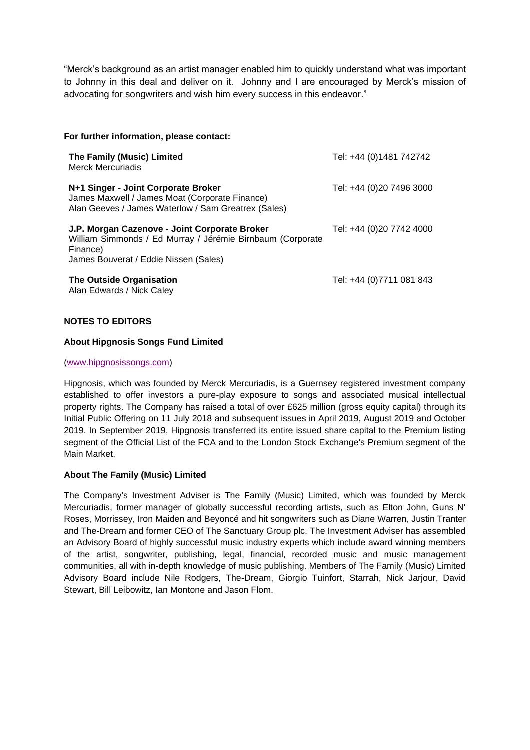"Merck's background as an artist manager enabled him to quickly understand what was important to Johnny in this deal and deliver on it. Johnny and I are encouraged by Merck's mission of advocating for songwriters and wish him every success in this endeavor."

**For further information, please contact:**

| | |
|---|---|
| **The Family (Music) Limited**<br>Merck Mercuriadis | Tel: +44 (0)1481 742742 |
| **N+1 Singer - Joint Corporate Broker**<br>James Maxwell / James Moat (Corporate Finance)<br>Alan Geeves / James Waterlow / Sam Greatrex (Sales) | Tel: +44 (0)20 7496 3000 |
| **J.P. Morgan Cazenove - Joint Corporate Broker**<br>William Simmonds / Ed Murray / Jérémie Birnbaum (Corporate Finance)<br>James Bouverat / Eddie Nissen (Sales) | Tel: +44 (0)20 7742 4000 |
| **The Outside Organisation**<br>Alan Edwards / Nick Caley | Tel: +44 (0)7711 081 843 |

**NOTES TO EDITORS**

**About Hipgnosis Songs Fund Limited**

(www.hipgnosissongs.com)

Hipgnosis, which was founded by Merck Mercuriadis, is a Guernsey registered investment company established to offer investors a pure-play exposure to songs and associated musical intellectual property rights. The Company has raised a total of over £625 million (gross equity capital) through its Initial Public Offering on 11 July 2018 and subsequent issues in April 2019, August 2019 and October 2019. In September 2019, Hipgnosis transferred its entire issued share capital to the Premium listing segment of the Official List of the FCA and to the London Stock Exchange's Premium segment of the Main Market.

**About The Family (Music) Limited**

The Company's Investment Adviser is The Family (Music) Limited, which was founded by Merck Mercuriadis, former manager of globally successful recording artists, such as Elton John, Guns N' Roses, Morrissey, Iron Maiden and Beyoncé and hit songwriters such as Diane Warren, Justin Tranter and The-Dream and former CEO of The Sanctuary Group plc. The Investment Adviser has assembled an Advisory Board of highly successful music industry experts which include award winning members of the artist, songwriter, publishing, legal, financial, recorded music and music management communities, all with in-depth knowledge of music publishing. Members of The Family (Music) Limited Advisory Board include Nile Rodgers, The-Dream, Giorgio Tuinfort, Starrah, Nick Jarjour, David Stewart, Bill Leibowitz, Ian Montone and Jason Flom.